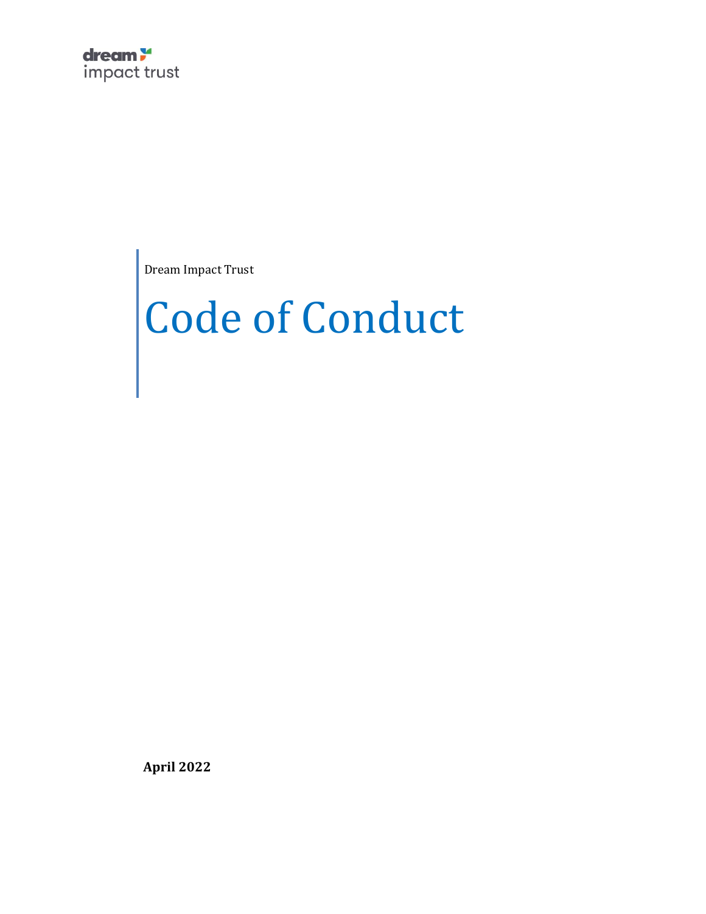dream impact trust

Dream Impact Trust

# Code of Conduct

**April 2022**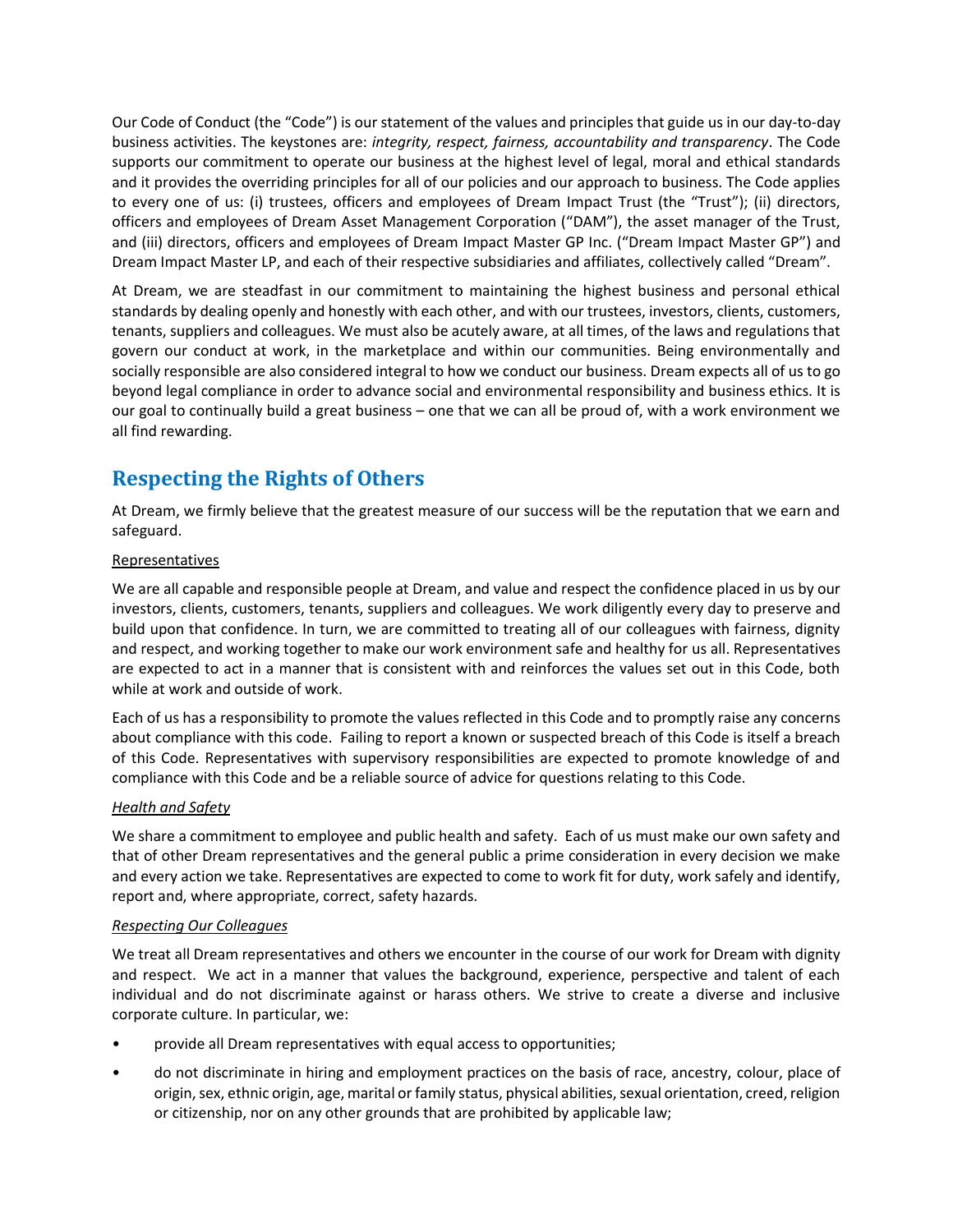Our Code of Conduct (the "Code") is our statement of the values and principles that guide us in our day-to-day business activities. The keystones are: *integrity, respect, fairness, accountability and transparency*. The Code supports our commitment to operate our business at the highest level of legal, moral and ethical standards and it provides the overriding principles for all of our policies and our approach to business. The Code applies to every one of us: (i) trustees, officers and employees of Dream Impact Trust (the "Trust"); (ii) directors, officers and employees of Dream Asset Management Corporation ("DAM"), the asset manager of the Trust, and (iii) directors, officers and employees of Dream Impact Master GP Inc. ("Dream Impact Master GP") and Dream Impact Master LP, and each of their respective subsidiaries and affiliates, collectively called "Dream".

At Dream, we are steadfast in our commitment to maintaining the highest business and personal ethical standards by dealing openly and honestly with each other, and with our trustees, investors, clients, customers, tenants, suppliers and colleagues. We must also be acutely aware, at all times, of the laws and regulations that govern our conduct at work, in the marketplace and within our communities. Being environmentally and socially responsible are also considered integral to how we conduct our business. Dream expects all of us to go beyond legal compliance in order to advance social and environmental responsibility and business ethics. It is our goal to continually build a great business – one that we can all be proud of, with a work environment we all find rewarding.

## Respecting the Rights of Others

At Dream, we firmly believe that the greatest measure of our success will be the reputation that we earn and safeguard.

<u>Representatives</u>

We are all capable and responsible people at Dream, and value and respect the confidence placed in us by our investors, clients, customers, tenants, suppliers and colleagues. We work diligently every day to preserve and build upon that confidence. In turn, we are committed to treating all of our colleagues with fairness, dignity and respect, and working together to make our work environment safe and healthy for us all. Representatives are expected to act in a manner that is consistent with and reinforces the values set out in this Code, both while at work and outside of work.

Each of us has a responsibility to promote the values reflected in this Code and to promptly raise any concerns about compliance with this code. Failing to report a known or suspected breach of this Code is itself a breach of this Code. Representatives with supervisory responsibilities are expected to promote knowledge of and compliance with this Code and be a reliable source of advice for questions relating to this Code.

*<u>Health and Safety</u>*

We share a commitment to employee and public health and safety. Each of us must make our own safety and that of other Dream representatives and the general public a prime consideration in every decision we make and every action we take. Representatives are expected to come to work fit for duty, work safely and identify, report and, where appropriate, correct, safety hazards.

*<u>Respecting Our Colleagues</u>*

We treat all Dream representatives and others we encounter in the course of our work for Dream with dignity and respect. We act in a manner that values the background, experience, perspective and talent of each individual and do not discriminate against or harass others. We strive to create a diverse and inclusive corporate culture. In particular, we:

- provide all Dream representatives with equal access to opportunities;
- do not discriminate in hiring and employment practices on the basis of race, ancestry, colour, place of origin, sex, ethnic origin, age, marital or family status, physical abilities, sexual orientation, creed, religion or citizenship, nor on any other grounds that are prohibited by applicable law;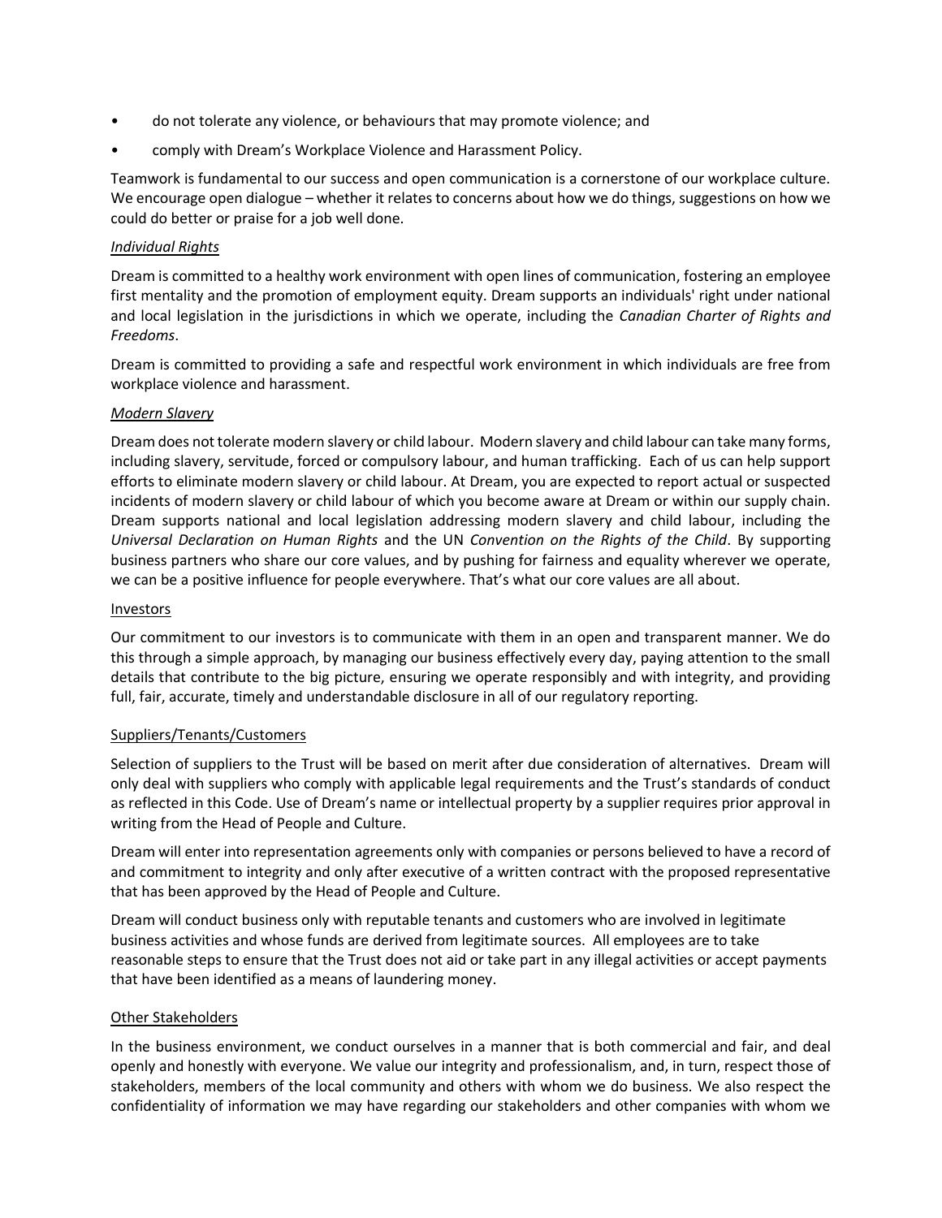- do not tolerate any violence, or behaviours that may promote violence; and
- comply with Dream's Workplace Violence and Harassment Policy.

Teamwork is fundamental to our success and open communication is a cornerstone of our workplace culture. We encourage open dialogue – whether it relates to concerns about how we do things, suggestions on how we could do better or praise for a job well done.

*Individual Rights*

Dream is committed to a healthy work environment with open lines of communication, fostering an employee first mentality and the promotion of employment equity. Dream supports an individuals' right under national and local legislation in the jurisdictions in which we operate, including the *Canadian Charter of Rights and Freedoms*.

Dream is committed to providing a safe and respectful work environment in which individuals are free from workplace violence and harassment.

*Modern Slavery*

Dream does not tolerate modern slavery or child labour. Modern slavery and child labour can take many forms, including slavery, servitude, forced or compulsory labour, and human trafficking. Each of us can help support efforts to eliminate modern slavery or child labour. At Dream, you are expected to report actual or suspected incidents of modern slavery or child labour of which you become aware at Dream or within our supply chain. Dream supports national and local legislation addressing modern slavery and child labour, including the *Universal Declaration on Human Rights* and the UN *Convention on the Rights of the Child*. By supporting business partners who share our core values, and by pushing for fairness and equality wherever we operate, we can be a positive influence for people everywhere. That's what our core values are all about.

Investors

Our commitment to our investors is to communicate with them in an open and transparent manner. We do this through a simple approach, by managing our business effectively every day, paying attention to the small details that contribute to the big picture, ensuring we operate responsibly and with integrity, and providing full, fair, accurate, timely and understandable disclosure in all of our regulatory reporting.

Suppliers/Tenants/Customers

Selection of suppliers to the Trust will be based on merit after due consideration of alternatives. Dream will only deal with suppliers who comply with applicable legal requirements and the Trust's standards of conduct as reflected in this Code. Use of Dream's name or intellectual property by a supplier requires prior approval in writing from the Head of People and Culture.

Dream will enter into representation agreements only with companies or persons believed to have a record of and commitment to integrity and only after executive of a written contract with the proposed representative that has been approved by the Head of People and Culture.

Dream will conduct business only with reputable tenants and customers who are involved in legitimate business activities and whose funds are derived from legitimate sources. All employees are to take reasonable steps to ensure that the Trust does not aid or take part in any illegal activities or accept payments that have been identified as a means of laundering money.

Other Stakeholders

In the business environment, we conduct ourselves in a manner that is both commercial and fair, and deal openly and honestly with everyone. We value our integrity and professionalism, and, in turn, respect those of stakeholders, members of the local community and others with whom we do business. We also respect the confidentiality of information we may have regarding our stakeholders and other companies with whom we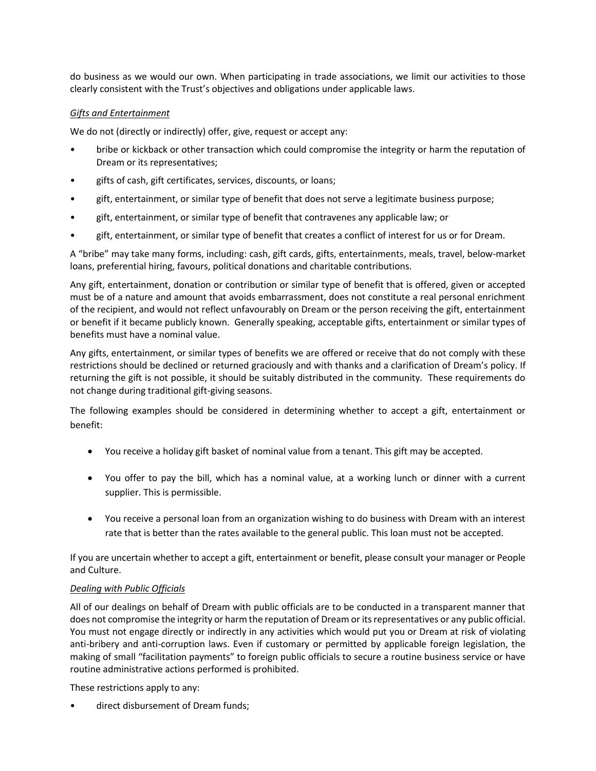do business as we would our own. When participating in trade associations, we limit our activities to those clearly consistent with the Trust's objectives and obligations under applicable laws.

*Gifts and Entertainment*

We do not (directly or indirectly) offer, give, request or accept any:

- bribe or kickback or other transaction which could compromise the integrity or harm the reputation of Dream or its representatives;
- gifts of cash, gift certificates, services, discounts, or loans;
- gift, entertainment, or similar type of benefit that does not serve a legitimate business purpose;
- gift, entertainment, or similar type of benefit that contravenes any applicable law; or
- gift, entertainment, or similar type of benefit that creates a conflict of interest for us or for Dream.

A "bribe" may take many forms, including: cash, gift cards, gifts, entertainments, meals, travel, below-market loans, preferential hiring, favours, political donations and charitable contributions.

Any gift, entertainment, donation or contribution or similar type of benefit that is offered, given or accepted must be of a nature and amount that avoids embarrassment, does not constitute a real personal enrichment of the recipient, and would not reflect unfavourably on Dream or the person receiving the gift, entertainment or benefit if it became publicly known. Generally speaking, acceptable gifts, entertainment or similar types of benefits must have a nominal value.

Any gifts, entertainment, or similar types of benefits we are offered or receive that do not comply with these restrictions should be declined or returned graciously and with thanks and a clarification of Dream's policy. If returning the gift is not possible, it should be suitably distributed in the community. These requirements do not change during traditional gift-giving seasons.

The following examples should be considered in determining whether to accept a gift, entertainment or benefit:

- You receive a holiday gift basket of nominal value from a tenant. This gift may be accepted.
- You offer to pay the bill, which has a nominal value, at a working lunch or dinner with a current supplier. This is permissible.
- You receive a personal loan from an organization wishing to do business with Dream with an interest rate that is better than the rates available to the general public. This loan must not be accepted.

If you are uncertain whether to accept a gift, entertainment or benefit, please consult your manager or People and Culture.

*Dealing with Public Officials*

All of our dealings on behalf of Dream with public officials are to be conducted in a transparent manner that does not compromise the integrity or harm the reputation of Dream or its representatives or any public official. You must not engage directly or indirectly in any activities which would put you or Dream at risk of violating anti-bribery and anti-corruption laws. Even if customary or permitted by applicable foreign legislation, the making of small "facilitation payments" to foreign public officials to secure a routine business service or have routine administrative actions performed is prohibited.

These restrictions apply to any:

- direct disbursement of Dream funds;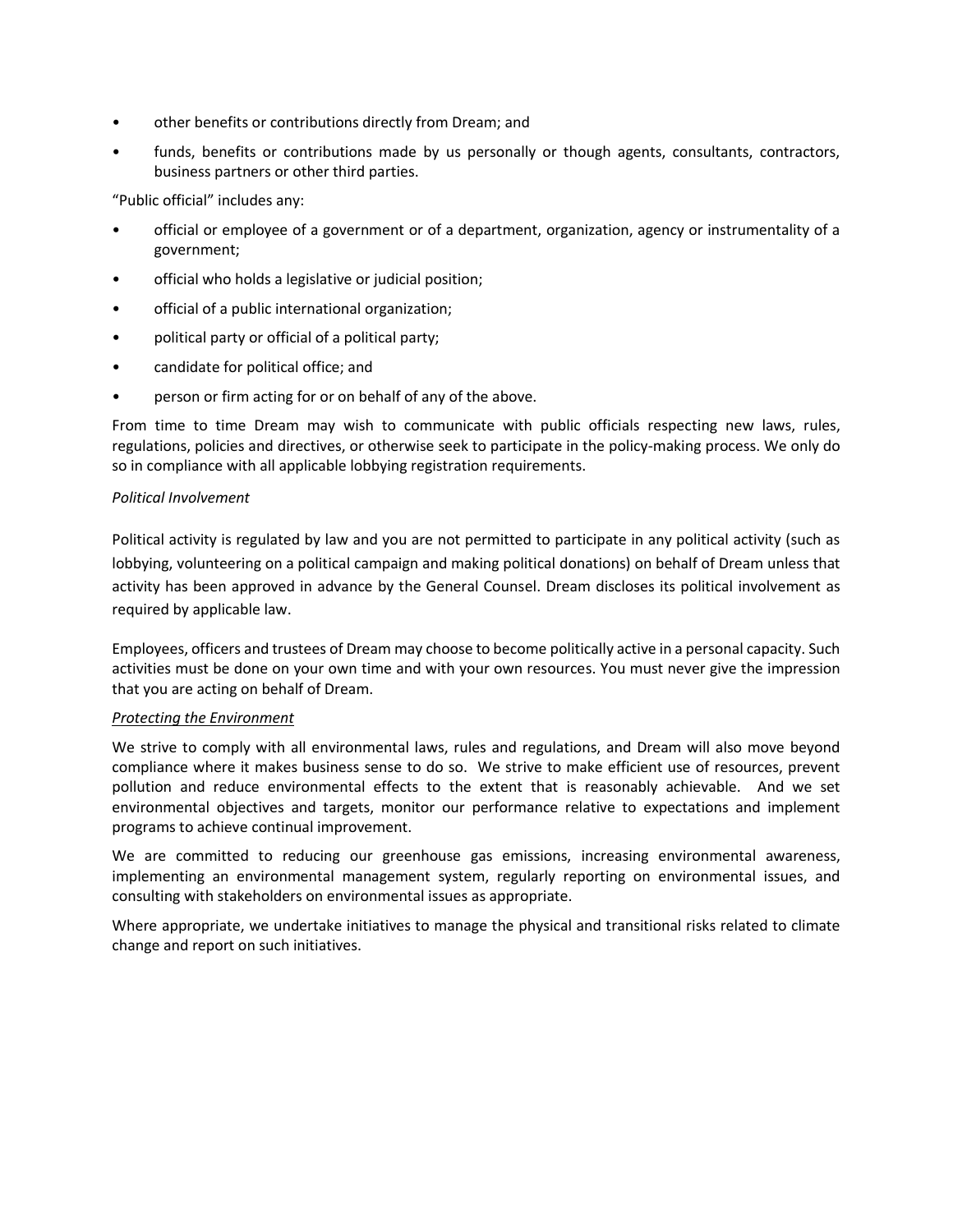- other benefits or contributions directly from Dream; and
- funds, benefits or contributions made by us personally or though agents, consultants, contractors, business partners or other third parties.

"Public official" includes any:

- official or employee of a government or of a department, organization, agency or instrumentality of a government;
- official who holds a legislative or judicial position;
- official of a public international organization;
- political party or official of a political party;
- candidate for political office; and
- person or firm acting for or on behalf of any of the above.

From time to time Dream may wish to communicate with public officials respecting new laws, rules, regulations, policies and directives, or otherwise seek to participate in the policy-making process. We only do so in compliance with all applicable lobbying registration requirements.

*Political Involvement*

Political activity is regulated by law and you are not permitted to participate in any political activity (such as lobbying, volunteering on a political campaign and making political donations) on behalf of Dream unless that activity has been approved in advance by the General Counsel. Dream discloses its political involvement as required by applicable law.

Employees, officers and trustees of Dream may choose to become politically active in a personal capacity. Such activities must be done on your own time and with your own resources. You must never give the impression that you are acting on behalf of Dream.

*Protecting the Environment*

We strive to comply with all environmental laws, rules and regulations, and Dream will also move beyond compliance where it makes business sense to do so. We strive to make efficient use of resources, prevent pollution and reduce environmental effects to the extent that is reasonably achievable. And we set environmental objectives and targets, monitor our performance relative to expectations and implement programs to achieve continual improvement.

We are committed to reducing our greenhouse gas emissions, increasing environmental awareness, implementing an environmental management system, regularly reporting on environmental issues, and consulting with stakeholders on environmental issues as appropriate.

Where appropriate, we undertake initiatives to manage the physical and transitional risks related to climate change and report on such initiatives.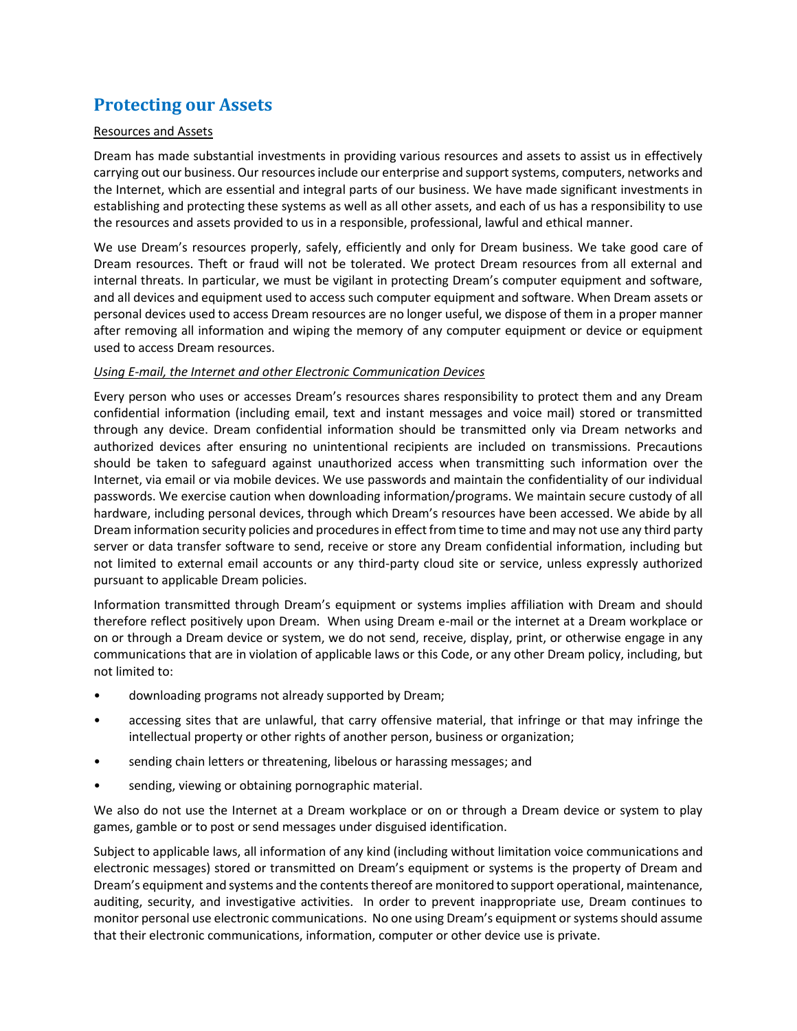## Protecting our Assets

<u>Resources and Assets</u>

Dream has made substantial investments in providing various resources and assets to assist us in effectively carrying out our business. Our resources include our enterprise and support systems, computers, networks and the Internet, which are essential and integral parts of our business. We have made significant investments in establishing and protecting these systems as well as all other assets, and each of us has a responsibility to use the resources and assets provided to us in a responsible, professional, lawful and ethical manner.

We use Dream's resources properly, safely, efficiently and only for Dream business. We take good care of Dream resources. Theft or fraud will not be tolerated. We protect Dream resources from all external and internal threats. In particular, we must be vigilant in protecting Dream's computer equipment and software, and all devices and equipment used to access such computer equipment and software. When Dream assets or personal devices used to access Dream resources are no longer useful, we dispose of them in a proper manner after removing all information and wiping the memory of any computer equipment or device or equipment used to access Dream resources.

*<u>Using E-mail, the Internet and other Electronic Communication Devices</u>*

Every person who uses or accesses Dream's resources shares responsibility to protect them and any Dream confidential information (including email, text and instant messages and voice mail) stored or transmitted through any device. Dream confidential information should be transmitted only via Dream networks and authorized devices after ensuring no unintentional recipients are included on transmissions. Precautions should be taken to safeguard against unauthorized access when transmitting such information over the Internet, via email or via mobile devices. We use passwords and maintain the confidentiality of our individual passwords. We exercise caution when downloading information/programs. We maintain secure custody of all hardware, including personal devices, through which Dream's resources have been accessed. We abide by all Dream information security policies and procedures in effect from time to time and may not use any third party server or data transfer software to send, receive or store any Dream confidential information, including but not limited to external email accounts or any third-party cloud site or service, unless expressly authorized pursuant to applicable Dream policies.

Information transmitted through Dream's equipment or systems implies affiliation with Dream and should therefore reflect positively upon Dream. When using Dream e-mail or the internet at a Dream workplace or on or through a Dream device or system, we do not send, receive, display, print, or otherwise engage in any communications that are in violation of applicable laws or this Code, or any other Dream policy, including, but not limited to:

- downloading programs not already supported by Dream;
- accessing sites that are unlawful, that carry offensive material, that infringe or that may infringe the intellectual property or other rights of another person, business or organization;
- sending chain letters or threatening, libelous or harassing messages; and
- sending, viewing or obtaining pornographic material.

We also do not use the Internet at a Dream workplace or on or through a Dream device or system to play games, gamble or to post or send messages under disguised identification.

Subject to applicable laws, all information of any kind (including without limitation voice communications and electronic messages) stored or transmitted on Dream's equipment or systems is the property of Dream and Dream's equipment and systems and the contents thereof are monitored to support operational, maintenance, auditing, security, and investigative activities. In order to prevent inappropriate use, Dream continues to monitor personal use electronic communications. No one using Dream's equipment or systems should assume that their electronic communications, information, computer or other device use is private.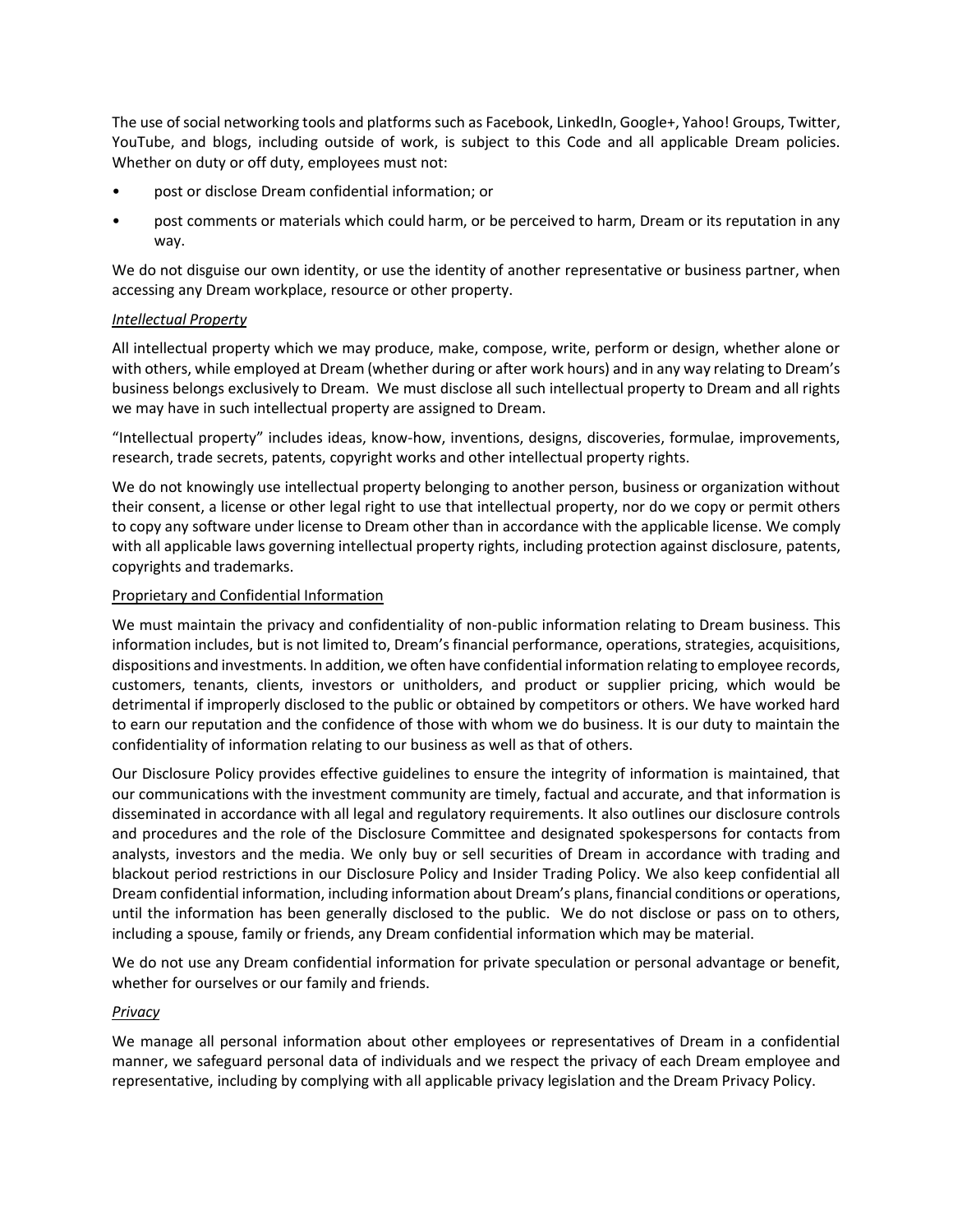The use of social networking tools and platforms such as Facebook, LinkedIn, Google+, Yahoo! Groups, Twitter, YouTube, and blogs, including outside of work, is subject to this Code and all applicable Dream policies. Whether on duty or off duty, employees must not:

- post or disclose Dream confidential information; or
- post comments or materials which could harm, or be perceived to harm, Dream or its reputation in any way.

We do not disguise our own identity, or use the identity of another representative or business partner, when accessing any Dream workplace, resource or other property.

*Intellectual Property*

All intellectual property which we may produce, make, compose, write, perform or design, whether alone or with others, while employed at Dream (whether during or after work hours) and in any way relating to Dream's business belongs exclusively to Dream. We must disclose all such intellectual property to Dream and all rights we may have in such intellectual property are assigned to Dream.

"Intellectual property" includes ideas, know-how, inventions, designs, discoveries, formulae, improvements, research, trade secrets, patents, copyright works and other intellectual property rights.

We do not knowingly use intellectual property belonging to another person, business or organization without their consent, a license or other legal right to use that intellectual property, nor do we copy or permit others to copy any software under license to Dream other than in accordance with the applicable license. We comply with all applicable laws governing intellectual property rights, including protection against disclosure, patents, copyrights and trademarks.

Proprietary and Confidential Information

We must maintain the privacy and confidentiality of non-public information relating to Dream business. This information includes, but is not limited to, Dream's financial performance, operations, strategies, acquisitions, dispositions and investments. In addition, we often have confidential information relating to employee records, customers, tenants, clients, investors or unitholders, and product or supplier pricing, which would be detrimental if improperly disclosed to the public or obtained by competitors or others. We have worked hard to earn our reputation and the confidence of those with whom we do business. It is our duty to maintain the confidentiality of information relating to our business as well as that of others.

Our Disclosure Policy provides effective guidelines to ensure the integrity of information is maintained, that our communications with the investment community are timely, factual and accurate, and that information is disseminated in accordance with all legal and regulatory requirements. It also outlines our disclosure controls and procedures and the role of the Disclosure Committee and designated spokespersons for contacts from analysts, investors and the media. We only buy or sell securities of Dream in accordance with trading and blackout period restrictions in our Disclosure Policy and Insider Trading Policy. We also keep confidential all Dream confidential information, including information about Dream's plans, financial conditions or operations, until the information has been generally disclosed to the public. We do not disclose or pass on to others, including a spouse, family or friends, any Dream confidential information which may be material.

We do not use any Dream confidential information for private speculation or personal advantage or benefit, whether for ourselves or our family and friends.

*Privacy*

We manage all personal information about other employees or representatives of Dream in a confidential manner, we safeguard personal data of individuals and we respect the privacy of each Dream employee and representative, including by complying with all applicable privacy legislation and the Dream Privacy Policy.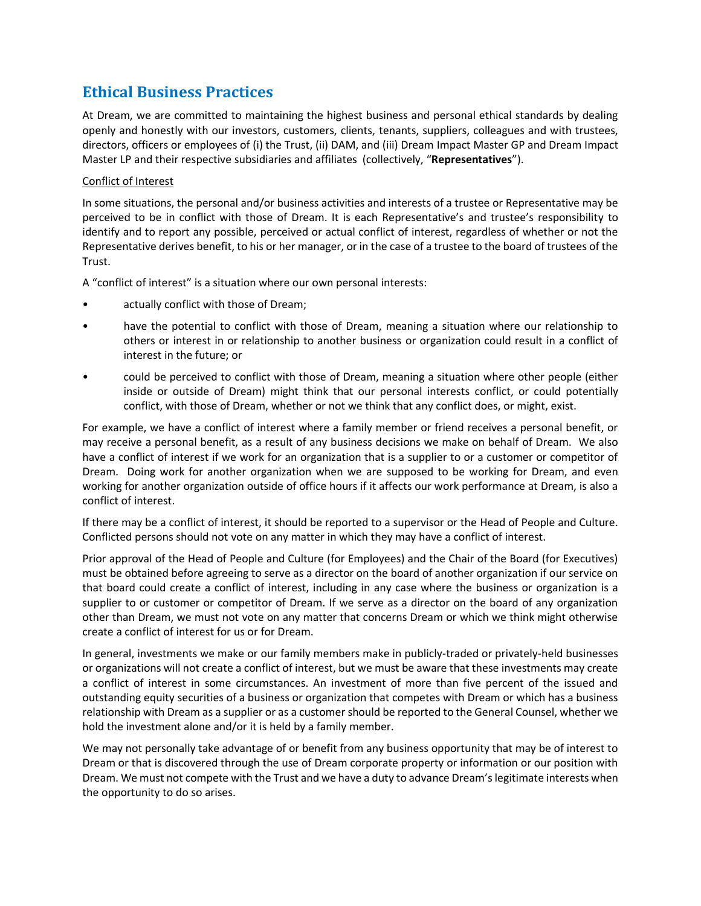## Ethical Business Practices

At Dream, we are committed to maintaining the highest business and personal ethical standards by dealing openly and honestly with our investors, customers, clients, tenants, suppliers, colleagues and with trustees, directors, officers or employees of (i) the Trust, (ii) DAM, and (iii) Dream Impact Master GP and Dream Impact Master LP and their respective subsidiaries and affiliates (collectively, "**Representatives**").

<u>Conflict of Interest</u>

In some situations, the personal and/or business activities and interests of a trustee or Representative may be perceived to be in conflict with those of Dream. It is each Representative's and trustee's responsibility to identify and to report any possible, perceived or actual conflict of interest, regardless of whether or not the Representative derives benefit, to his or her manager, or in the case of a trustee to the board of trustees of the Trust.

A "conflict of interest" is a situation where our own personal interests:

- actually conflict with those of Dream;
- have the potential to conflict with those of Dream, meaning a situation where our relationship to others or interest in or relationship to another business or organization could result in a conflict of interest in the future; or
- could be perceived to conflict with those of Dream, meaning a situation where other people (either inside or outside of Dream) might think that our personal interests conflict, or could potentially conflict, with those of Dream, whether or not we think that any conflict does, or might, exist.

For example, we have a conflict of interest where a family member or friend receives a personal benefit, or may receive a personal benefit, as a result of any business decisions we make on behalf of Dream. We also have a conflict of interest if we work for an organization that is a supplier to or a customer or competitor of Dream. Doing work for another organization when we are supposed to be working for Dream, and even working for another organization outside of office hours if it affects our work performance at Dream, is also a conflict of interest.

If there may be a conflict of interest, it should be reported to a supervisor or the Head of People and Culture. Conflicted persons should not vote on any matter in which they may have a conflict of interest.

Prior approval of the Head of People and Culture (for Employees) and the Chair of the Board (for Executives) must be obtained before agreeing to serve as a director on the board of another organization if our service on that board could create a conflict of interest, including in any case where the business or organization is a supplier to or customer or competitor of Dream. If we serve as a director on the board of any organization other than Dream, we must not vote on any matter that concerns Dream or which we think might otherwise create a conflict of interest for us or for Dream.

In general, investments we make or our family members make in publicly-traded or privately-held businesses or organizations will not create a conflict of interest, but we must be aware that these investments may create a conflict of interest in some circumstances. An investment of more than five percent of the issued and outstanding equity securities of a business or organization that competes with Dream or which has a business relationship with Dream as a supplier or as a customer should be reported to the General Counsel, whether we hold the investment alone and/or it is held by a family member.

We may not personally take advantage of or benefit from any business opportunity that may be of interest to Dream or that is discovered through the use of Dream corporate property or information or our position with Dream. We must not compete with the Trust and we have a duty to advance Dream's legitimate interests when the opportunity to do so arises.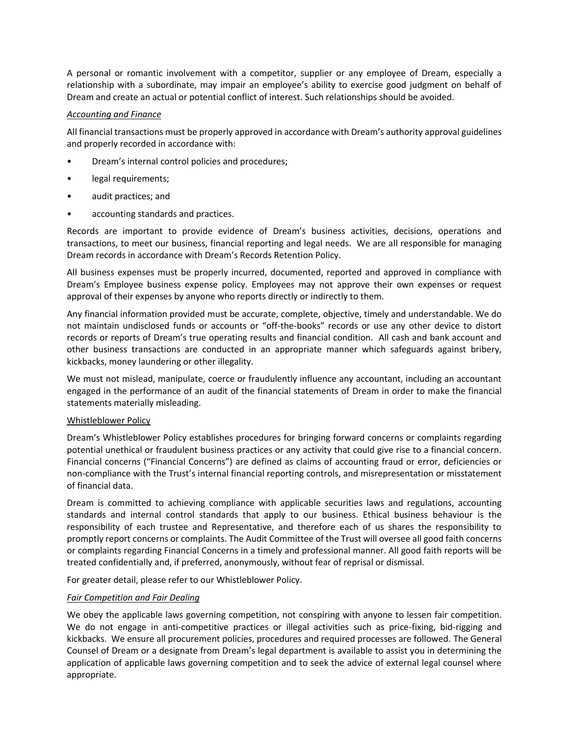A personal or romantic involvement with a competitor, supplier or any employee of Dream, especially a relationship with a subordinate, may impair an employee's ability to exercise good judgment on behalf of Dream and create an actual or potential conflict of interest. Such relationships should be avoided.

*Accounting and Finance*

All financial transactions must be properly approved in accordance with Dream's authority approval guidelines and properly recorded in accordance with:

- Dream's internal control policies and procedures;
- legal requirements;
- audit practices; and
- accounting standards and practices.

Records are important to provide evidence of Dream's business activities, decisions, operations and transactions, to meet our business, financial reporting and legal needs. We are all responsible for managing Dream records in accordance with Dream's Records Retention Policy.

All business expenses must be properly incurred, documented, reported and approved in compliance with Dream's Employee business expense policy. Employees may not approve their own expenses or request approval of their expenses by anyone who reports directly or indirectly to them.

Any financial information provided must be accurate, complete, objective, timely and understandable. We do not maintain undisclosed funds or accounts or "off-the-books" records or use any other device to distort records or reports of Dream's true operating results and financial condition. All cash and bank account and other business transactions are conducted in an appropriate manner which safeguards against bribery, kickbacks, money laundering or other illegality.

We must not mislead, manipulate, coerce or fraudulently influence any accountant, including an accountant engaged in the performance of an audit of the financial statements of Dream in order to make the financial statements materially misleading.

Whistleblower Policy

Dream's Whistleblower Policy establishes procedures for bringing forward concerns or complaints regarding potential unethical or fraudulent business practices or any activity that could give rise to a financial concern. Financial concerns ("Financial Concerns") are defined as claims of accounting fraud or error, deficiencies or non-compliance with the Trust's internal financial reporting controls, and misrepresentation or misstatement of financial data.

Dream is committed to achieving compliance with applicable securities laws and regulations, accounting standards and internal control standards that apply to our business. Ethical business behaviour is the responsibility of each trustee and Representative, and therefore each of us shares the responsibility to promptly report concerns or complaints. The Audit Committee of the Trust will oversee all good faith concerns or complaints regarding Financial Concerns in a timely and professional manner. All good faith reports will be treated confidentially and, if preferred, anonymously, without fear of reprisal or dismissal.

For greater detail, please refer to our Whistleblower Policy.

*Fair Competition and Fair Dealing*

We obey the applicable laws governing competition, not conspiring with anyone to lessen fair competition. We do not engage in anti-competitive practices or illegal activities such as price-fixing, bid-rigging and kickbacks. We ensure all procurement policies, procedures and required processes are followed. The General Counsel of Dream or a designate from Dream's legal department is available to assist you in determining the application of applicable laws governing competition and to seek the advice of external legal counsel where appropriate.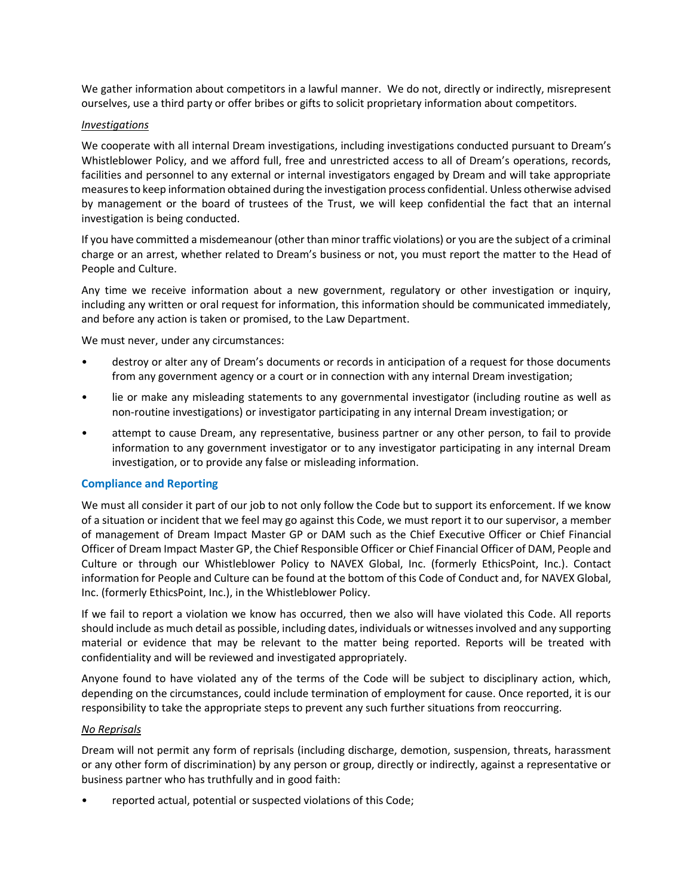We gather information about competitors in a lawful manner. We do not, directly or indirectly, misrepresent ourselves, use a third party or offer bribes or gifts to solicit proprietary information about competitors.

*Investigations*

We cooperate with all internal Dream investigations, including investigations conducted pursuant to Dream's Whistleblower Policy, and we afford full, free and unrestricted access to all of Dream's operations, records, facilities and personnel to any external or internal investigators engaged by Dream and will take appropriate measures to keep information obtained during the investigation process confidential. Unless otherwise advised by management or the board of trustees of the Trust, we will keep confidential the fact that an internal investigation is being conducted.

If you have committed a misdemeanour (other than minor traffic violations) or you are the subject of a criminal charge or an arrest, whether related to Dream's business or not, you must report the matter to the Head of People and Culture.

Any time we receive information about a new government, regulatory or other investigation or inquiry, including any written or oral request for information, this information should be communicated immediately, and before any action is taken or promised, to the Law Department.

We must never, under any circumstances:

- destroy or alter any of Dream's documents or records in anticipation of a request for those documents from any government agency or a court or in connection with any internal Dream investigation;
- lie or make any misleading statements to any governmental investigator (including routine as well as non-routine investigations) or investigator participating in any internal Dream investigation; or
- attempt to cause Dream, any representative, business partner or any other person, to fail to provide information to any government investigator or to any investigator participating in any internal Dream investigation, or to provide any false or misleading information.

## Compliance and Reporting

We must all consider it part of our job to not only follow the Code but to support its enforcement. If we know of a situation or incident that we feel may go against this Code, we must report it to our supervisor, a member of management of Dream Impact Master GP or DAM such as the Chief Executive Officer or Chief Financial Officer of Dream Impact Master GP, the Chief Responsible Officer or Chief Financial Officer of DAM, People and Culture or through our Whistleblower Policy to NAVEX Global, Inc. (formerly EthicsPoint, Inc.). Contact information for People and Culture can be found at the bottom of this Code of Conduct and, for NAVEX Global, Inc. (formerly EthicsPoint, Inc.), in the Whistleblower Policy.

If we fail to report a violation we know has occurred, then we also will have violated this Code. All reports should include as much detail as possible, including dates, individuals or witnesses involved and any supporting material or evidence that may be relevant to the matter being reported. Reports will be treated with confidentiality and will be reviewed and investigated appropriately.

Anyone found to have violated any of the terms of the Code will be subject to disciplinary action, which, depending on the circumstances, could include termination of employment for cause. Once reported, it is our responsibility to take the appropriate steps to prevent any such further situations from reoccurring.

*No Reprisals*

Dream will not permit any form of reprisals (including discharge, demotion, suspension, threats, harassment or any other form of discrimination) by any person or group, directly or indirectly, against a representative or business partner who has truthfully and in good faith:

- reported actual, potential or suspected violations of this Code;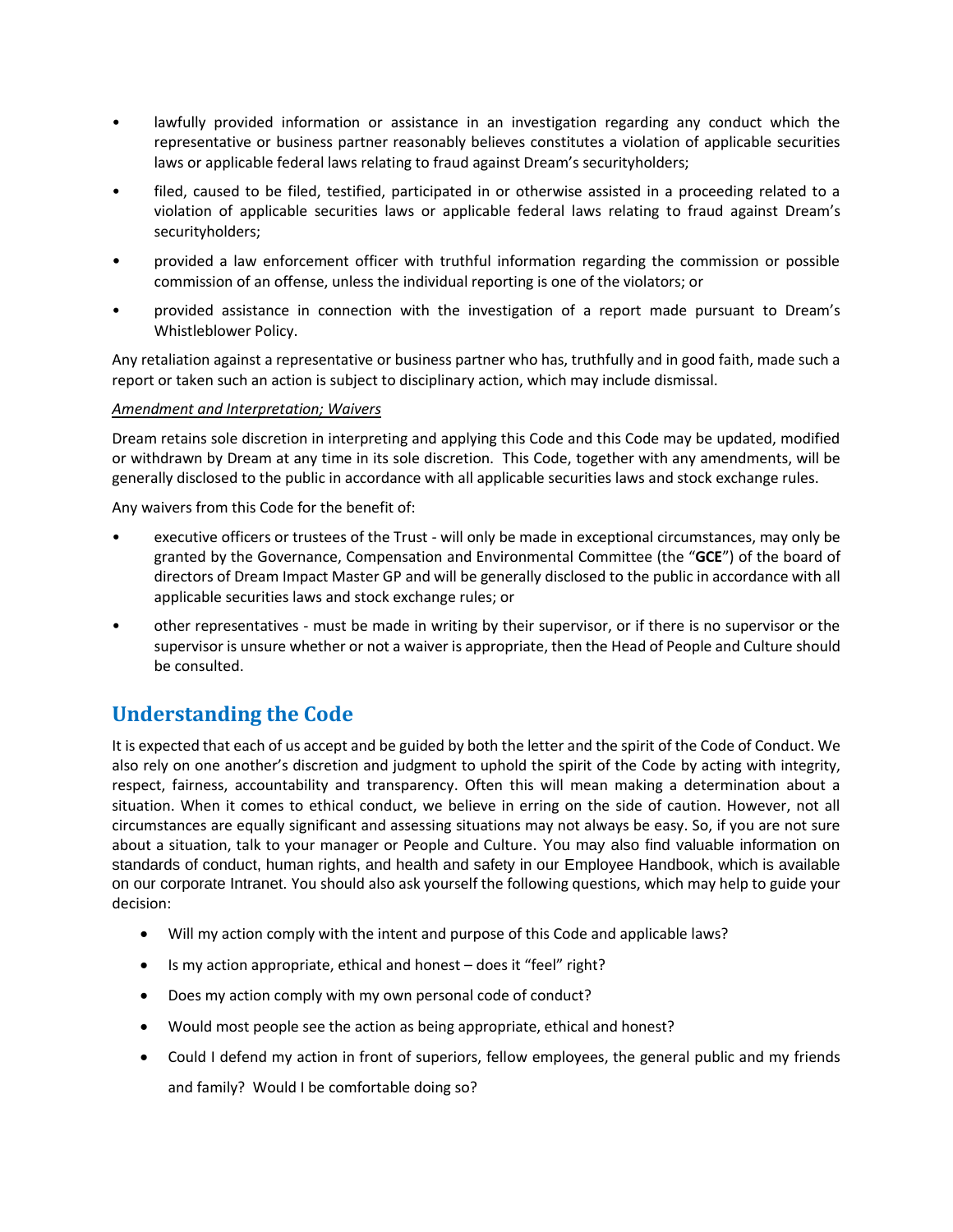- lawfully provided information or assistance in an investigation regarding any conduct which the representative or business partner reasonably believes constitutes a violation of applicable securities laws or applicable federal laws relating to fraud against Dream's securityholders;
- filed, caused to be filed, testified, participated in or otherwise assisted in a proceeding related to a violation of applicable securities laws or applicable federal laws relating to fraud against Dream's securityholders;
- provided a law enforcement officer with truthful information regarding the commission or possible commission of an offense, unless the individual reporting is one of the violators; or
- provided assistance in connection with the investigation of a report made pursuant to Dream's Whistleblower Policy.

Any retaliation against a representative or business partner who has, truthfully and in good faith, made such a report or taken such an action is subject to disciplinary action, which may include dismissal.

*Amendment and Interpretation; Waivers*

Dream retains sole discretion in interpreting and applying this Code and this Code may be updated, modified or withdrawn by Dream at any time in its sole discretion. This Code, together with any amendments, will be generally disclosed to the public in accordance with all applicable securities laws and stock exchange rules.

Any waivers from this Code for the benefit of:

- executive officers or trustees of the Trust - will only be made in exceptional circumstances, may only be granted by the Governance, Compensation and Environmental Committee (the "**GCE**") of the board of directors of Dream Impact Master GP and will be generally disclosed to the public in accordance with all applicable securities laws and stock exchange rules; or
- other representatives - must be made in writing by their supervisor, or if there is no supervisor or the supervisor is unsure whether or not a waiver is appropriate, then the Head of People and Culture should be consulted.

## Understanding the Code

It is expected that each of us accept and be guided by both the letter and the spirit of the Code of Conduct. We also rely on one another's discretion and judgment to uphold the spirit of the Code by acting with integrity, respect, fairness, accountability and transparency. Often this will mean making a determination about a situation. When it comes to ethical conduct, we believe in erring on the side of caution. However, not all circumstances are equally significant and assessing situations may not always be easy. So, if you are not sure about a situation, talk to your manager or People and Culture. You may also find valuable information on standards of conduct, human rights, and health and safety in our Employee Handbook, which is available on our corporate Intranet. You should also ask yourself the following questions, which may help to guide your decision:

- Will my action comply with the intent and purpose of this Code and applicable laws?
- Is my action appropriate, ethical and honest – does it "feel" right?
- Does my action comply with my own personal code of conduct?
- Would most people see the action as being appropriate, ethical and honest?
- Could I defend my action in front of superiors, fellow employees, the general public and my friends and family? Would I be comfortable doing so?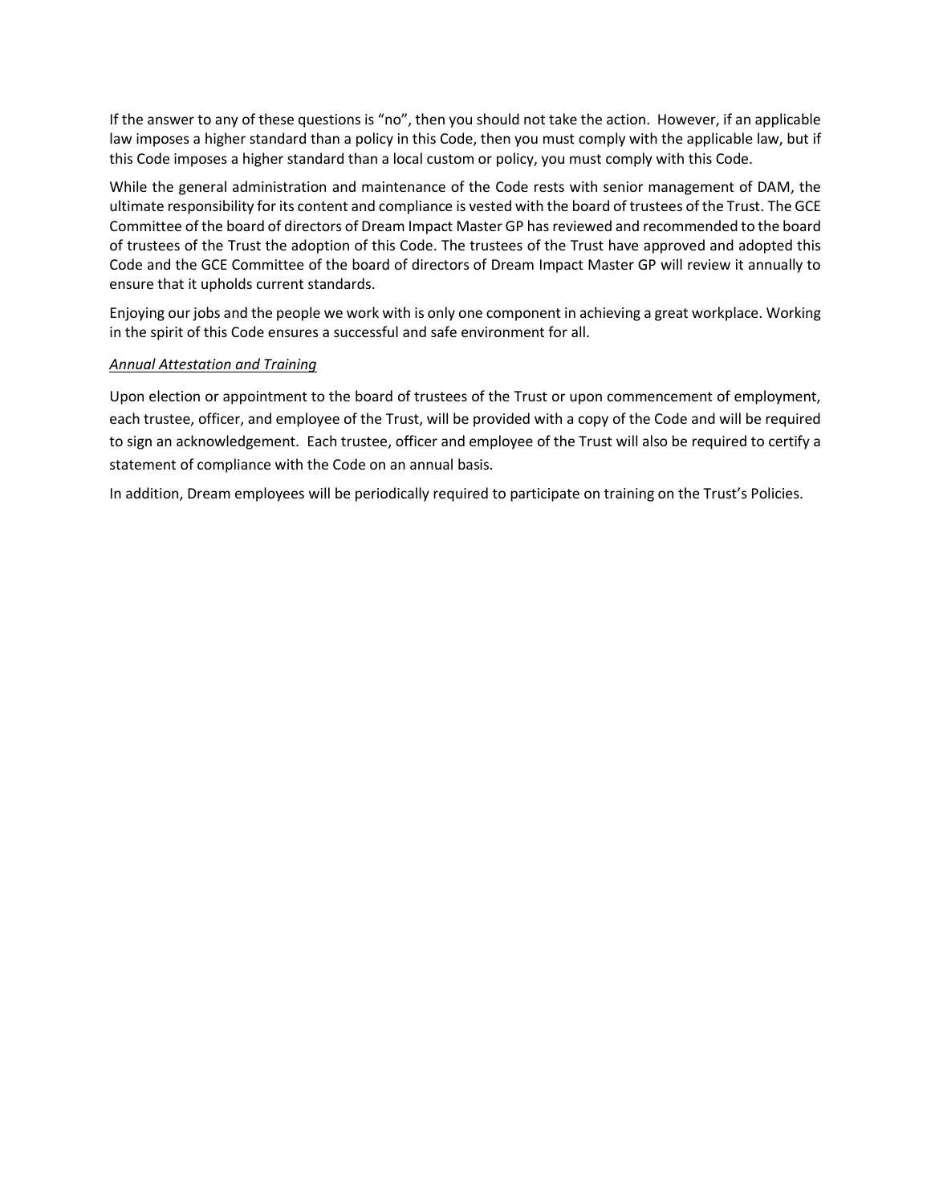If the answer to any of these questions is "no", then you should not take the action. However, if an applicable law imposes a higher standard than a policy in this Code, then you must comply with the applicable law, but if this Code imposes a higher standard than a local custom or policy, you must comply with this Code.

While the general administration and maintenance of the Code rests with senior management of DAM, the ultimate responsibility for its content and compliance is vested with the board of trustees of the Trust. The GCE Committee of the board of directors of Dream Impact Master GP has reviewed and recommended to the board of trustees of the Trust the adoption of this Code. The trustees of the Trust have approved and adopted this Code and the GCE Committee of the board of directors of Dream Impact Master GP will review it annually to ensure that it upholds current standards.

Enjoying our jobs and the people we work with is only one component in achieving a great workplace. Working in the spirit of this Code ensures a successful and safe environment for all.

*Annual Attestation and Training*

Upon election or appointment to the board of trustees of the Trust or upon commencement of employment, each trustee, officer, and employee of the Trust, will be provided with a copy of the Code and will be required to sign an acknowledgement. Each trustee, officer and employee of the Trust will also be required to certify a statement of compliance with the Code on an annual basis.

In addition, Dream employees will be periodically required to participate on training on the Trust's Policies.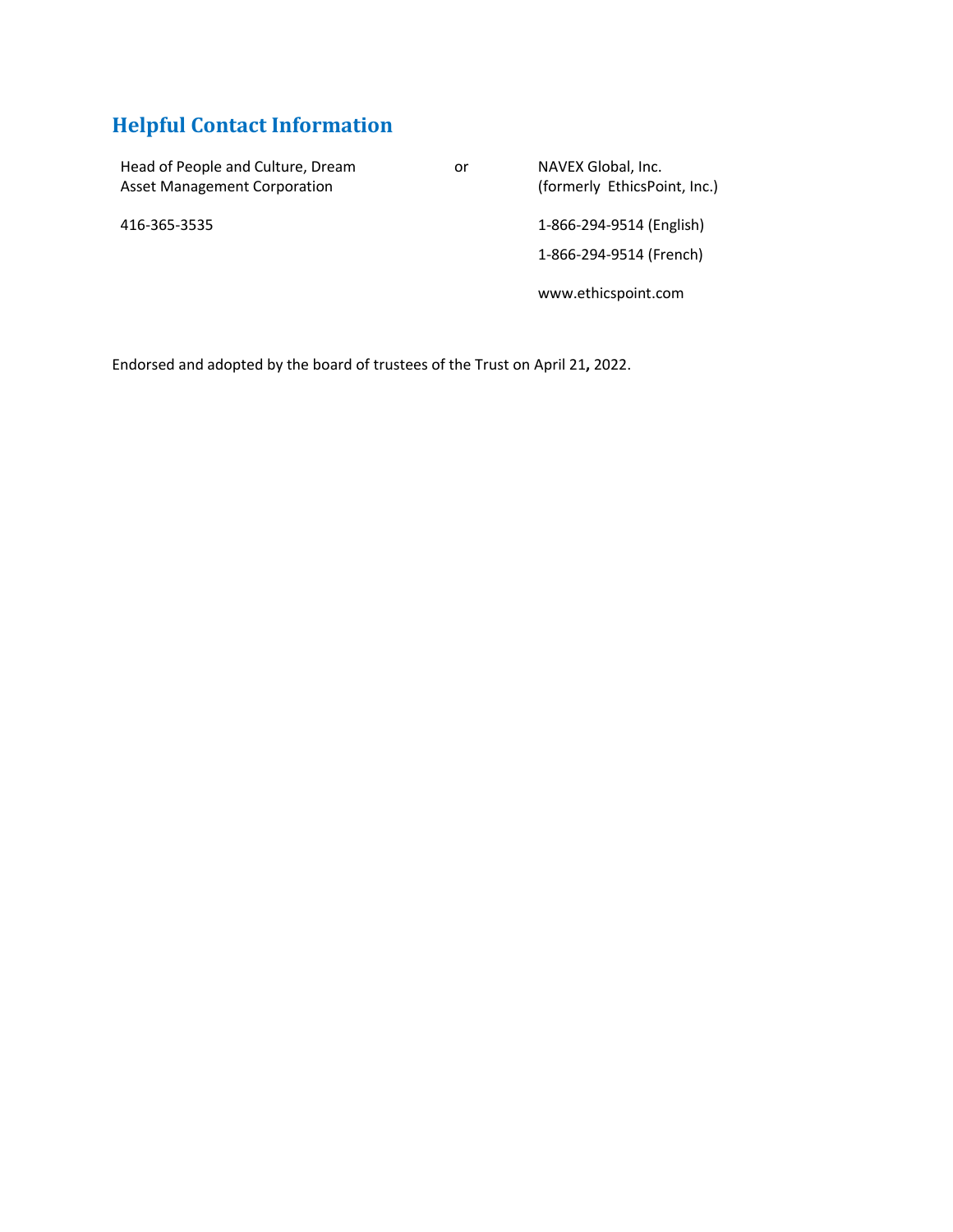## Helpful Contact Information

| | | |
|---|---|---|
| Head of People and Culture, Dream Asset Management Corporation | or | NAVEX Global, Inc. (formerly EthicsPoint, Inc.) |
| 416-365-3535 | | 1-866-294-9514 (English) |
| | | 1-866-294-9514 (French) |
| | | www.ethicspoint.com |

Endorsed and adopted by the board of trustees of the Trust on April 21**,** 2022.